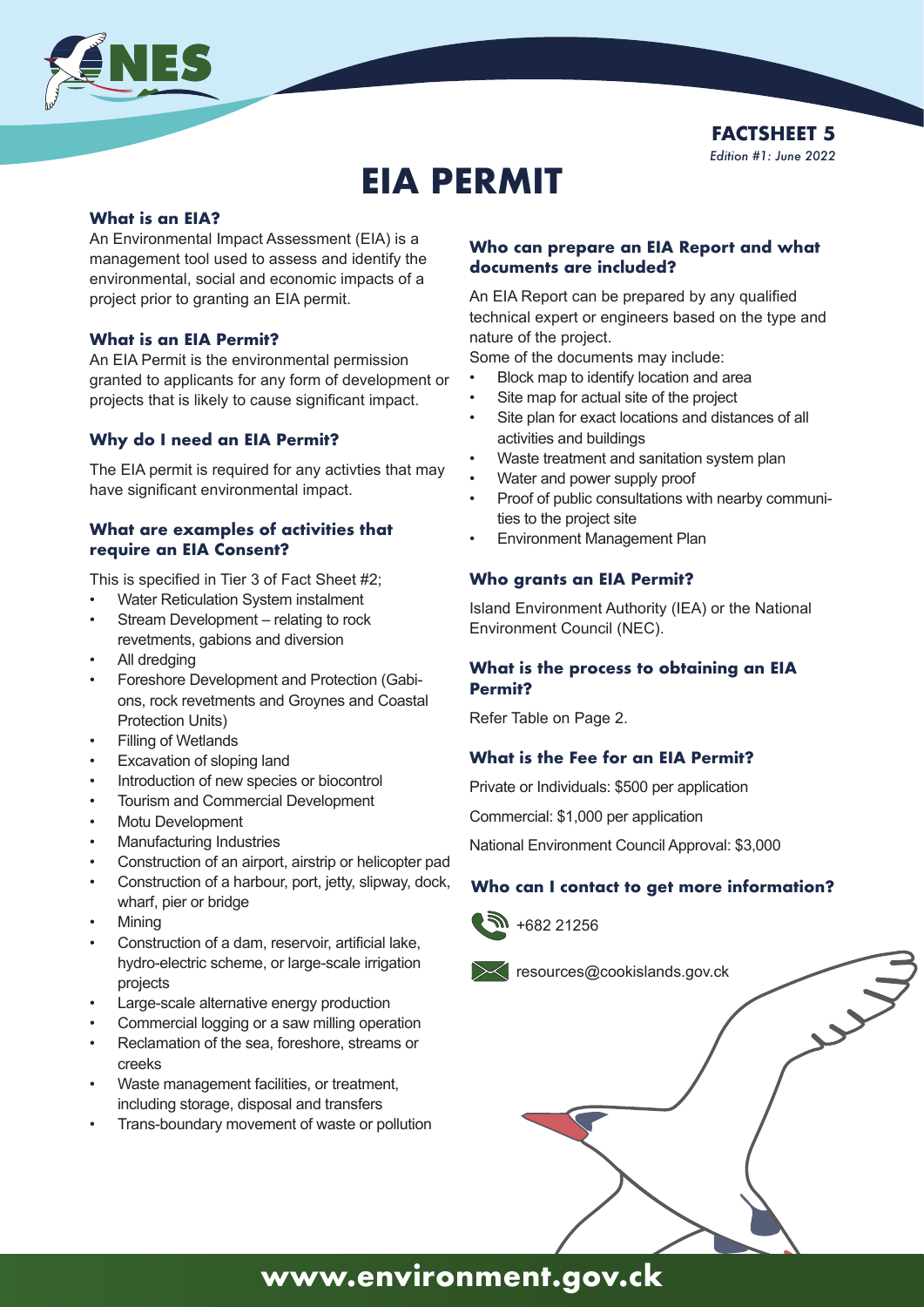NES

**FACTSHEET 5**
*Edition #1: June 2022*

# EIA PERMIT

### What is an EIA?

An Environmental Impact Assessment (EIA) is a management tool used to assess and identify the environmental, social and economic impacts of a project prior to granting an EIA permit.

### What is an EIA Permit?

An EIA Permit is the environmental permission granted to applicants for any form of development or projects that is likely to cause significant impact.

### Why do I need an EIA Permit?

The EIA permit is required for any activties that may have significant environmental impact.

### What are examples of activities that require an EIA Consent?

This is specified in Tier 3 of Fact Sheet #2;

- Water Reticulation System instalment
- Stream Development – relating to rock revetments, gabions and diversion
- All dredging
- Foreshore Development and Protection (Gabions, rock revetments and Groynes and Coastal Protection Units)
- Filling of Wetlands
- Excavation of sloping land
- Introduction of new species or biocontrol
- Tourism and Commercial Development
- Motu Development
- Manufacturing Industries
- Construction of an airport, airstrip or helicopter pad
- Construction of a harbour, port, jetty, slipway, dock, wharf, pier or bridge
- Mining
- Construction of a dam, reservoir, artificial lake, hydro-electric scheme, or large-scale irrigation projects
- Large-scale alternative energy production
- Commercial logging or a saw milling operation
- Reclamation of the sea, foreshore, streams or creeks
- Waste management facilities, or treatment, including storage, disposal and transfers
- Trans-boundary movement of waste or pollution

### Who can prepare an EIA Report and what documents are included?

An EIA Report can be prepared by any qualified technical expert or engineers based on the type and nature of the project.

Some of the documents may include:

- Block map to identify location and area
- Site map for actual site of the project
- Site plan for exact locations and distances of all activities and buildings
- Waste treatment and sanitation system plan
- Water and power supply proof
- Proof of public consultations with nearby communities to the project site
- Environment Management Plan

### Who grants an EIA Permit?

Island Environment Authority (IEA) or the National Environment Council (NEC).

### What is the process to obtaining an EIA Permit?

Refer Table on Page 2.

### What is the Fee for an EIA Permit?

Private or Individuals: $500 per application

Commercial: $1,000 per application

National Environment Council Approval: $3,000

### Who can I contact to get more information?

+682 21256

resources@cookislands.gov.ck

**www.environment.gov.ck**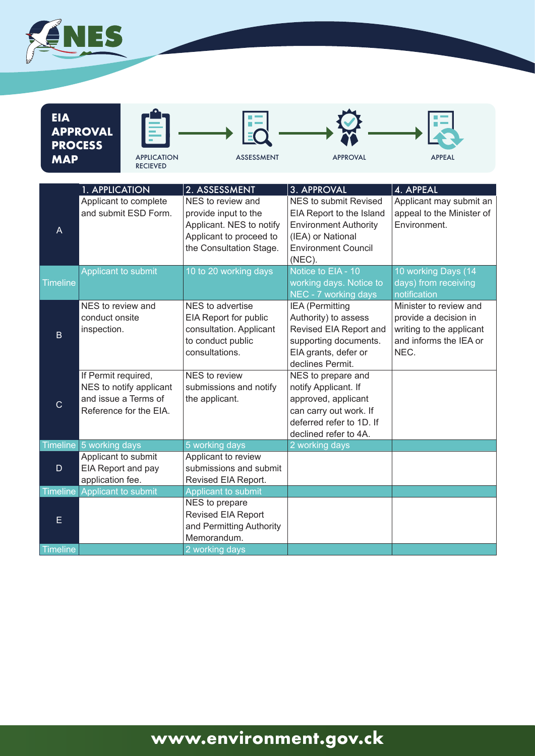# EIA APPROVAL PROCESS MAP

APPLICATION RECIEVED → ASSESSMENT → APPROVAL → APPEAL

| | 1. APPLICATION | 2. ASSESSMENT | 3. APPROVAL | 4. APPEAL |
|---|---|---|---|---|
| A | Applicant to complete and submit ESD Form. | NES to review and provide input to the Applicant. NES to notify Applicant to proceed to the Consultation Stage. | NES to submit Revised EIA Report to the Island Environment Authority (IEA) or National Environment Council (NEC). | Applicant may submit an appeal to the Minister of Environment. |
| Timeline | Applicant to submit | 10 to 20 working days | Notice to EIA - 10 working days. Notice to NEC - 7 working days | 10 working Days (14 days) from receiving notification |
| B | NES to review and conduct onsite inspection. | NES to advertise EIA Report for public consultation. Applicant to conduct public consultations. | IEA (Permitting Authority) to assess Revised EIA Report and supporting documents. EIA grants, defer or declines Permit. | Minister to review and provide a decision in writing to the applicant and informs the IEA or NEC. |
| C | If Permit required, NES to notify applicant and issue a Terms of Reference for the EIA. | NES to review submissions and notify the applicant. | NES to prepare and notify Applicant. If approved, applicant can carry out work. If deferred refer to 1D. If declined refer to 4A. | |
| Timeline | 5 working days | 5 working days | 2 working days | |
| D | Applicant to submit EIA Report and pay application fee. | Applicant to review submissions and submit Revised EIA Report. | | |
| Timeline | Applicant to submit | Applicant to submit | | |
| E | | NES to prepare Revised EIA Report and Permitting Authority Memorandum. | | |
| Timeline | | 2 working days | | |

www.environment.gov.ck